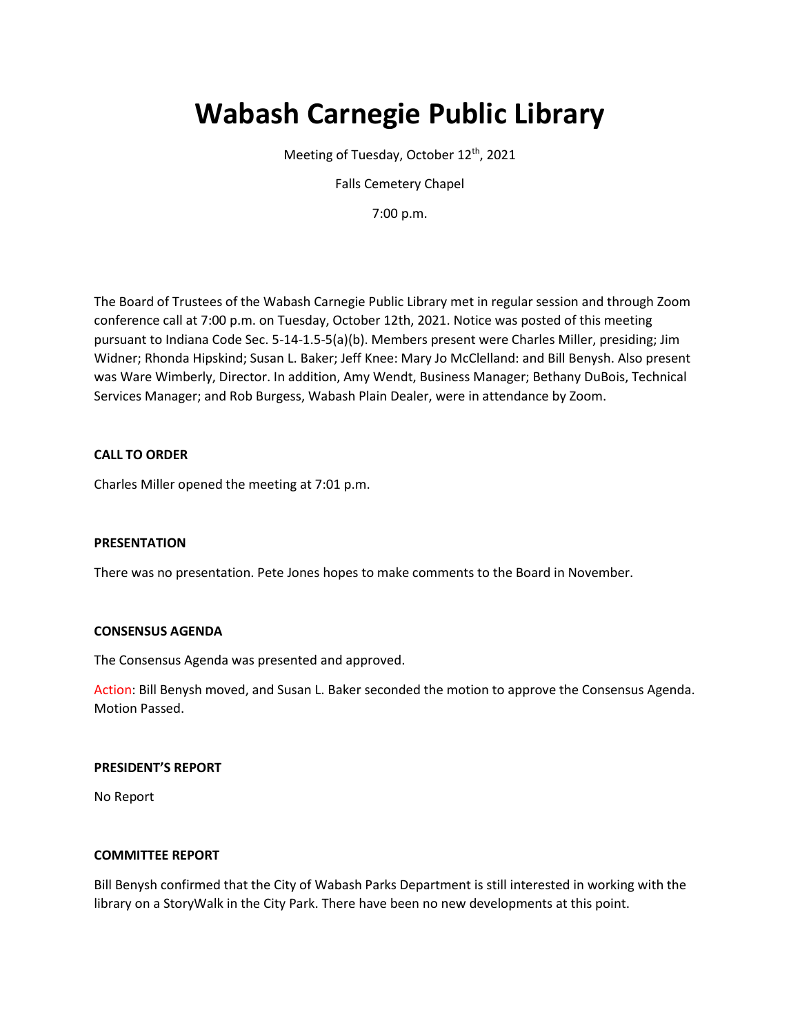# Wabash Carnegie Public Library

Meeting of Tuesday, October 12th, 2021

Falls Cemetery Chapel

7:00 p.m.

The Board of Trustees of the Wabash Carnegie Public Library met in regular session and through Zoom conference call at 7:00 p.m. on Tuesday, October 12th, 2021. Notice was posted of this meeting pursuant to Indiana Code Sec. 5-14-1.5-5(a)(b). Members present were Charles Miller, presiding; Jim Widner; Rhonda Hipskind; Susan L. Baker; Jeff Knee: Mary Jo McClelland: and Bill Benysh. Also present was Ware Wimberly, Director. In addition, Amy Wendt, Business Manager; Bethany DuBois, Technical Services Manager; and Rob Burgess, Wabash Plain Dealer, were in attendance by Zoom.

**CALL TO ORDER**

Charles Miller opened the meeting at 7:01 p.m.

**PRESENTATION**

There was no presentation. Pete Jones hopes to make comments to the Board in November.

**CONSENSUS AGENDA**

The Consensus Agenda was presented and approved.

Action: Bill Benysh moved, and Susan L. Baker seconded the motion to approve the Consensus Agenda. Motion Passed.

**PRESIDENT'S REPORT**

No Report

**COMMITTEE REPORT**

Bill Benysh confirmed that the City of Wabash Parks Department is still interested in working with the library on a StoryWalk in the City Park. There have been no new developments at this point.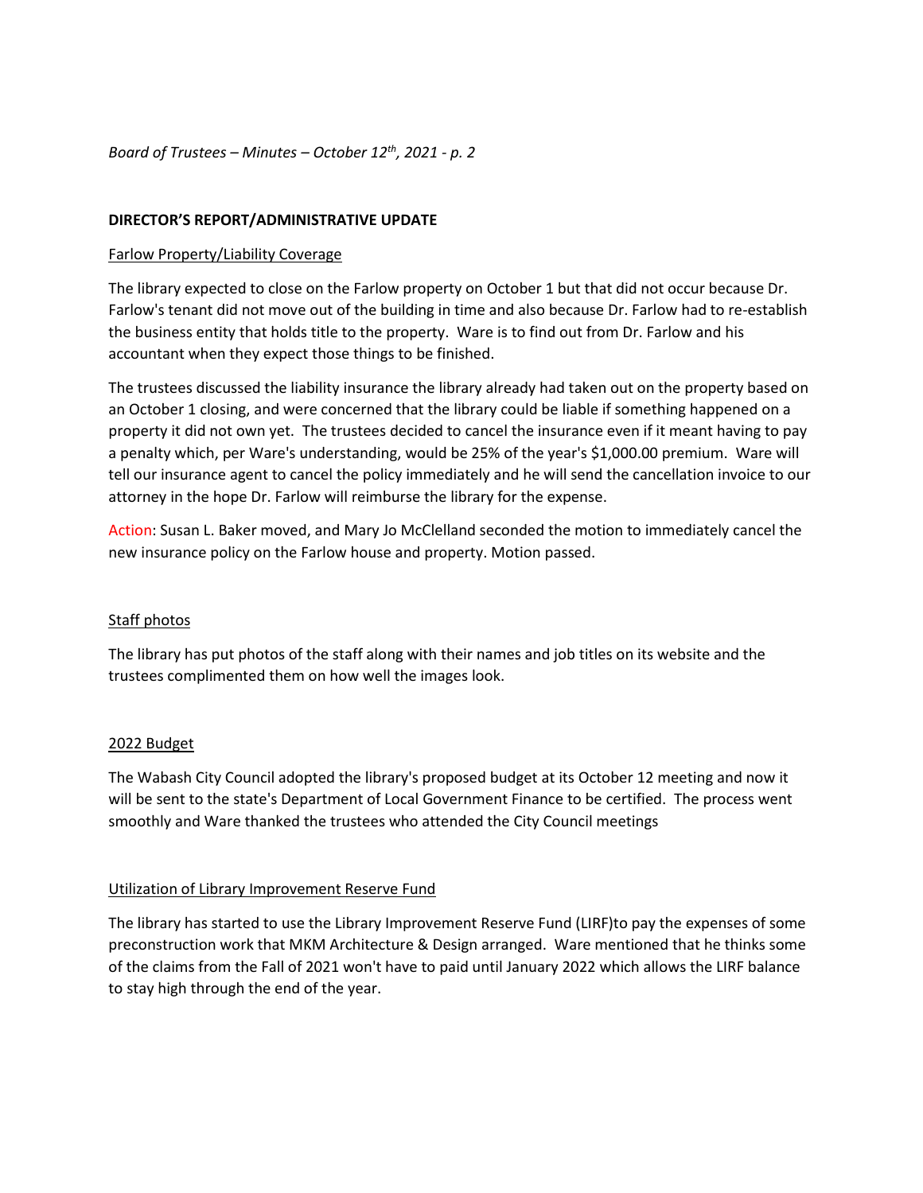## DIRECTOR'S REPORT/ADMINISTRATIVE UPDATE

### Farlow Property/Liability Coverage

The library expected to close on the Farlow property on October 1 but that did not occur because Dr. Farlow's tenant did not move out of the building in time and also because Dr. Farlow had to re-establish the business entity that holds title to the property. Ware is to find out from Dr. Farlow and his accountant when they expect those things to be finished.

The trustees discussed the liability insurance the library already had taken out on the property based on an October 1 closing, and were concerned that the library could be liable if something happened on a property it did not own yet. The trustees decided to cancel the insurance even if it meant having to pay a penalty which, per Ware's understanding, would be 25% of the year's $1,000.00 premium. Ware will tell our insurance agent to cancel the policy immediately and he will send the cancellation invoice to our attorney in the hope Dr. Farlow will reimburse the library for the expense.

Action: Susan L. Baker moved, and Mary Jo McClelland seconded the motion to immediately cancel the new insurance policy on the Farlow house and property. Motion passed.

### Staff photos

The library has put photos of the staff along with their names and job titles on its website and the trustees complimented them on how well the images look.

### 2022 Budget

The Wabash City Council adopted the library's proposed budget at its October 12 meeting and now it will be sent to the state's Department of Local Government Finance to be certified. The process went smoothly and Ware thanked the trustees who attended the City Council meetings

### Utilization of Library Improvement Reserve Fund

The library has started to use the Library Improvement Reserve Fund (LIRF)to pay the expenses of some preconstruction work that MKM Architecture & Design arranged. Ware mentioned that he thinks some of the claims from the Fall of 2021 won't have to paid until January 2022 which allows the LIRF balance to stay high through the end of the year.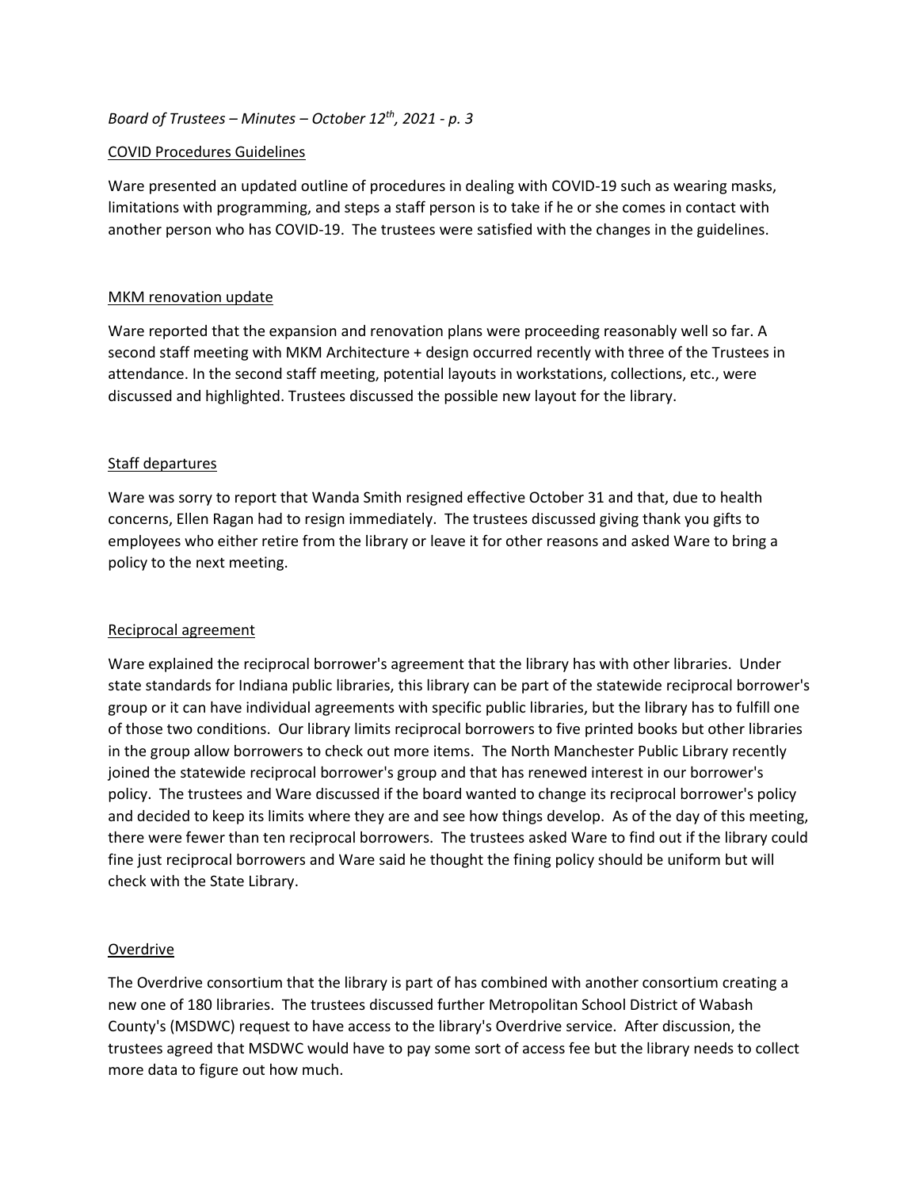## COVID Procedures Guidelines

Ware presented an updated outline of procedures in dealing with COVID-19 such as wearing masks, limitations with programming, and steps a staff person is to take if he or she comes in contact with another person who has COVID-19. The trustees were satisfied with the changes in the guidelines.

## MKM renovation update

Ware reported that the expansion and renovation plans were proceeding reasonably well so far. A second staff meeting with MKM Architecture + design occurred recently with three of the Trustees in attendance. In the second staff meeting, potential layouts in workstations, collections, etc., were discussed and highlighted. Trustees discussed the possible new layout for the library.

## Staff departures

Ware was sorry to report that Wanda Smith resigned effective October 31 and that, due to health concerns, Ellen Ragan had to resign immediately. The trustees discussed giving thank you gifts to employees who either retire from the library or leave it for other reasons and asked Ware to bring a policy to the next meeting.

## Reciprocal agreement

Ware explained the reciprocal borrower's agreement that the library has with other libraries. Under state standards for Indiana public libraries, this library can be part of the statewide reciprocal borrower's group or it can have individual agreements with specific public libraries, but the library has to fulfill one of those two conditions. Our library limits reciprocal borrowers to five printed books but other libraries in the group allow borrowers to check out more items. The North Manchester Public Library recently joined the statewide reciprocal borrower's group and that has renewed interest in our borrower's policy. The trustees and Ware discussed if the board wanted to change its reciprocal borrower's policy and decided to keep its limits where they are and see how things develop. As of the day of this meeting, there were fewer than ten reciprocal borrowers. The trustees asked Ware to find out if the library could fine just reciprocal borrowers and Ware said he thought the fining policy should be uniform but will check with the State Library.

## Overdrive

The Overdrive consortium that the library is part of has combined with another consortium creating a new one of 180 libraries. The trustees discussed further Metropolitan School District of Wabash County's (MSDWC) request to have access to the library's Overdrive service. After discussion, the trustees agreed that MSDWC would have to pay some sort of access fee but the library needs to collect more data to figure out how much.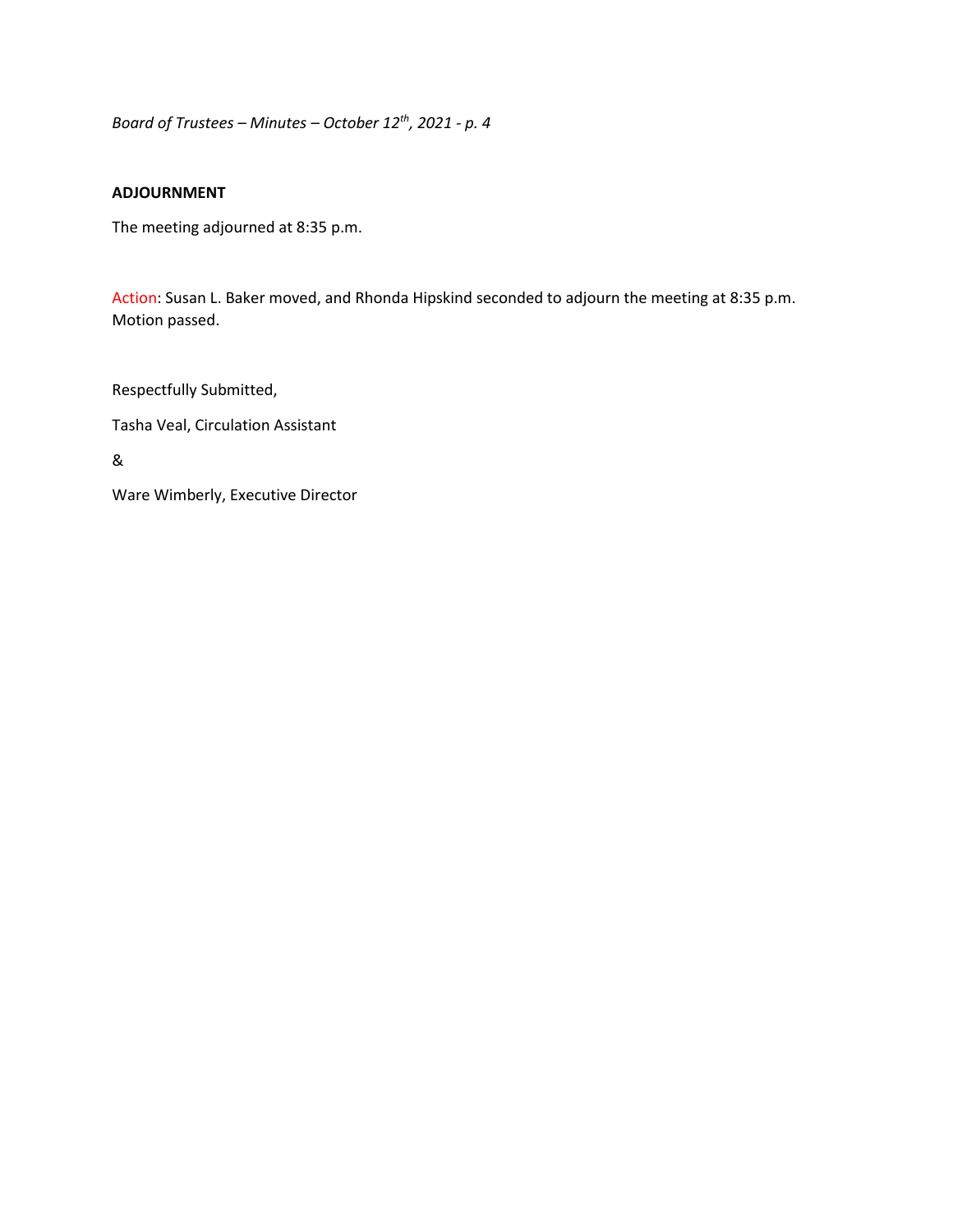**ADJOURNMENT**

The meeting adjourned at 8:35 p.m.

Action: Susan L. Baker moved, and Rhonda Hipskind seconded to adjourn the meeting at 8:35 p.m. Motion passed.

Respectfully Submitted,

Tasha Veal, Circulation Assistant

&

Ware Wimberly, Executive Director